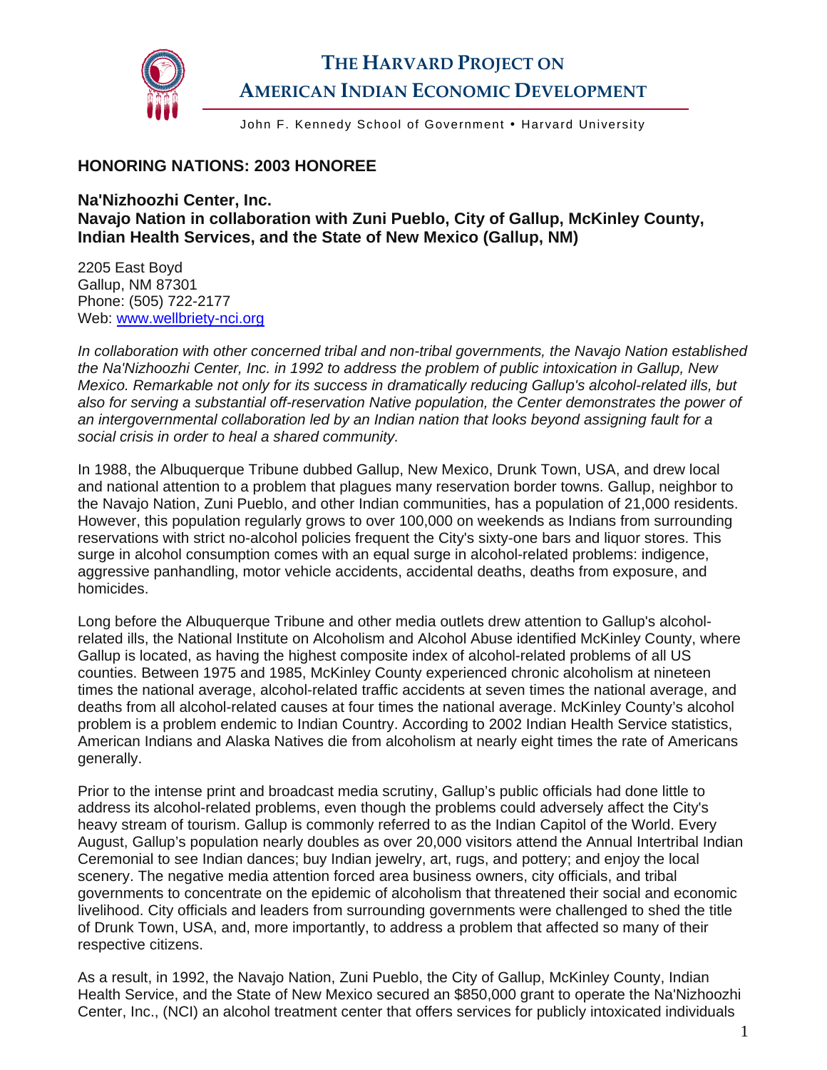# THE HARVARD PROJECT ON AMERICAN INDIAN ECONOMIC DEVELOPMENT

John F. Kennedy School of Government • Harvard University

## HONORING NATIONS: 2003 HONOREE

### Na'Nizhoozhi Center, Inc.
### Navajo Nation in collaboration with Zuni Pueblo, City of Gallup, McKinley County, Indian Health Services, and the State of New Mexico (Gallup, NM)

2205 East Boyd
Gallup, NM 87301
Phone: (505) 722-2177
Web: www.wellbriety-nci.org

*In collaboration with other concerned tribal and non-tribal governments, the Navajo Nation established the Na'Nizhoozhi Center, Inc. in 1992 to address the problem of public intoxication in Gallup, New Mexico. Remarkable not only for its success in dramatically reducing Gallup's alcohol-related ills, but also for serving a substantial off-reservation Native population, the Center demonstrates the power of an intergovernmental collaboration led by an Indian nation that looks beyond assigning fault for a social crisis in order to heal a shared community.*

In 1988, the Albuquerque Tribune dubbed Gallup, New Mexico, Drunk Town, USA, and drew local and national attention to a problem that plagues many reservation border towns. Gallup, neighbor to the Navajo Nation, Zuni Pueblo, and other Indian communities, has a population of 21,000 residents. However, this population regularly grows to over 100,000 on weekends as Indians from surrounding reservations with strict no-alcohol policies frequent the City's sixty-one bars and liquor stores. This surge in alcohol consumption comes with an equal surge in alcohol-related problems: indigence, aggressive panhandling, motor vehicle accidents, accidental deaths, deaths from exposure, and homicides.

Long before the Albuquerque Tribune and other media outlets drew attention to Gallup's alcohol-related ills, the National Institute on Alcoholism and Alcohol Abuse identified McKinley County, where Gallup is located, as having the highest composite index of alcohol-related problems of all US counties. Between 1975 and 1985, McKinley County experienced chronic alcoholism at nineteen times the national average, alcohol-related traffic accidents at seven times the national average, and deaths from all alcohol-related causes at four times the national average. McKinley County's alcohol problem is a problem endemic to Indian Country. According to 2002 Indian Health Service statistics, American Indians and Alaska Natives die from alcoholism at nearly eight times the rate of Americans generally.

Prior to the intense print and broadcast media scrutiny, Gallup's public officials had done little to address its alcohol-related problems, even though the problems could adversely affect the City's heavy stream of tourism. Gallup is commonly referred to as the Indian Capitol of the World. Every August, Gallup's population nearly doubles as over 20,000 visitors attend the Annual Intertribal Indian Ceremonial to see Indian dances; buy Indian jewelry, art, rugs, and pottery; and enjoy the local scenery. The negative media attention forced area business owners, city officials, and tribal governments to concentrate on the epidemic of alcoholism that threatened their social and economic livelihood. City officials and leaders from surrounding governments were challenged to shed the title of Drunk Town, USA, and, more importantly, to address a problem that affected so many of their respective citizens.

As a result, in 1992, the Navajo Nation, Zuni Pueblo, the City of Gallup, McKinley County, Indian Health Service, and the State of New Mexico secured an $850,000 grant to operate the Na'Nizhoozhi Center, Inc., (NCI) an alcohol treatment center that offers services for publicly intoxicated individuals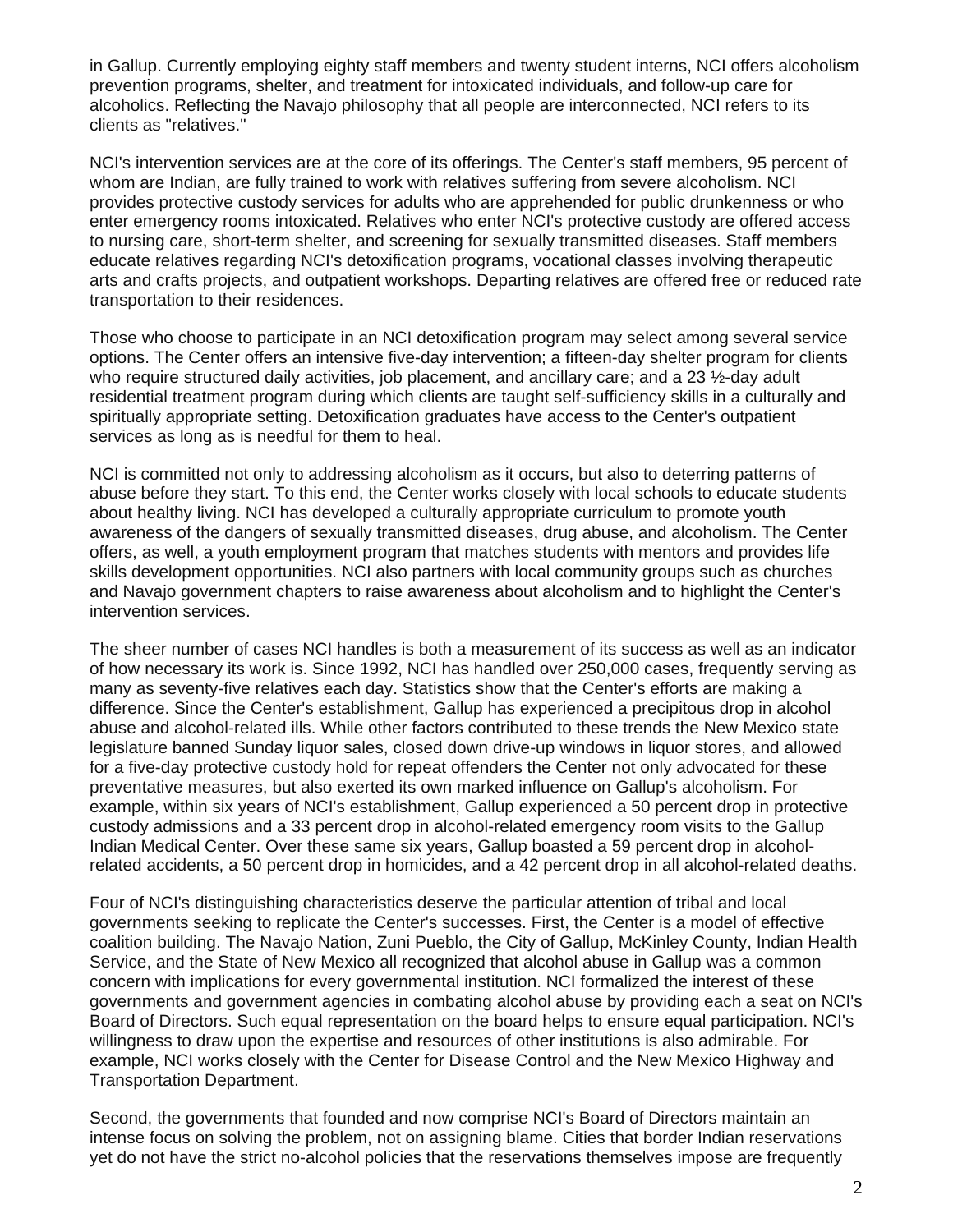in Gallup. Currently employing eighty staff members and twenty student interns, NCI offers alcoholism prevention programs, shelter, and treatment for intoxicated individuals, and follow-up care for alcoholics. Reflecting the Navajo philosophy that all people are interconnected, NCI refers to its clients as "relatives."

NCI's intervention services are at the core of its offerings. The Center's staff members, 95 percent of whom are Indian, are fully trained to work with relatives suffering from severe alcoholism. NCI provides protective custody services for adults who are apprehended for public drunkenness or who enter emergency rooms intoxicated. Relatives who enter NCI's protective custody are offered access to nursing care, short-term shelter, and screening for sexually transmitted diseases. Staff members educate relatives regarding NCI's detoxification programs, vocational classes involving therapeutic arts and crafts projects, and outpatient workshops. Departing relatives are offered free or reduced rate transportation to their residences.

Those who choose to participate in an NCI detoxification program may select among several service options. The Center offers an intensive five-day intervention; a fifteen-day shelter program for clients who require structured daily activities, job placement, and ancillary care; and a 23 ½-day adult residential treatment program during which clients are taught self-sufficiency skills in a culturally and spiritually appropriate setting. Detoxification graduates have access to the Center's outpatient services as long as is needful for them to heal.

NCI is committed not only to addressing alcoholism as it occurs, but also to deterring patterns of abuse before they start. To this end, the Center works closely with local schools to educate students about healthy living. NCI has developed a culturally appropriate curriculum to promote youth awareness of the dangers of sexually transmitted diseases, drug abuse, and alcoholism. The Center offers, as well, a youth employment program that matches students with mentors and provides life skills development opportunities. NCI also partners with local community groups such as churches and Navajo government chapters to raise awareness about alcoholism and to highlight the Center's intervention services.

The sheer number of cases NCI handles is both a measurement of its success as well as an indicator of how necessary its work is. Since 1992, NCI has handled over 250,000 cases, frequently serving as many as seventy-five relatives each day. Statistics show that the Center's efforts are making a difference. Since the Center's establishment, Gallup has experienced a precipitous drop in alcohol abuse and alcohol-related ills. While other factors contributed to these trends the New Mexico state legislature banned Sunday liquor sales, closed down drive-up windows in liquor stores, and allowed for a five-day protective custody hold for repeat offenders the Center not only advocated for these preventative measures, but also exerted its own marked influence on Gallup's alcoholism. For example, within six years of NCI's establishment, Gallup experienced a 50 percent drop in protective custody admissions and a 33 percent drop in alcohol-related emergency room visits to the Gallup Indian Medical Center. Over these same six years, Gallup boasted a 59 percent drop in alcohol-related accidents, a 50 percent drop in homicides, and a 42 percent drop in all alcohol-related deaths.

Four of NCI's distinguishing characteristics deserve the particular attention of tribal and local governments seeking to replicate the Center's successes. First, the Center is a model of effective coalition building. The Navajo Nation, Zuni Pueblo, the City of Gallup, McKinley County, Indian Health Service, and the State of New Mexico all recognized that alcohol abuse in Gallup was a common concern with implications for every governmental institution. NCI formalized the interest of these governments and government agencies in combating alcohol abuse by providing each a seat on NCI's Board of Directors. Such equal representation on the board helps to ensure equal participation. NCI's willingness to draw upon the expertise and resources of other institutions is also admirable. For example, NCI works closely with the Center for Disease Control and the New Mexico Highway and Transportation Department.

Second, the governments that founded and now comprise NCI's Board of Directors maintain an intense focus on solving the problem, not on assigning blame. Cities that border Indian reservations yet do not have the strict no-alcohol policies that the reservations themselves impose are frequently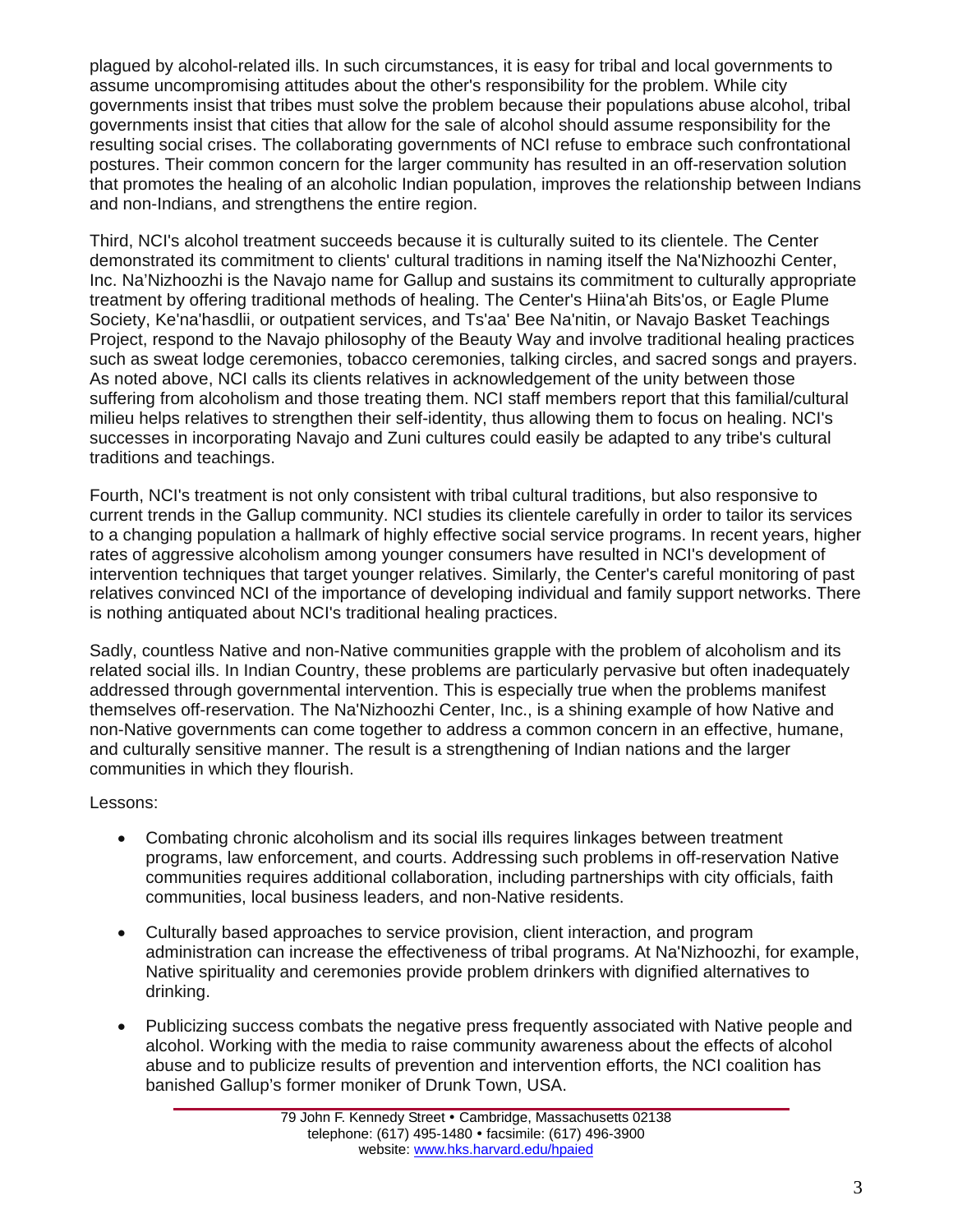plagued by alcohol-related ills. In such circumstances, it is easy for tribal and local governments to assume uncompromising attitudes about the other's responsibility for the problem. While city governments insist that tribes must solve the problem because their populations abuse alcohol, tribal governments insist that cities that allow for the sale of alcohol should assume responsibility for the resulting social crises. The collaborating governments of NCI refuse to embrace such confrontational postures. Their common concern for the larger community has resulted in an off-reservation solution that promotes the healing of an alcoholic Indian population, improves the relationship between Indians and non-Indians, and strengthens the entire region.

Third, NCI's alcohol treatment succeeds because it is culturally suited to its clientele. The Center demonstrated its commitment to clients' cultural traditions in naming itself the Na'Nizhoozhi Center, Inc. Na'Nizhoozhi is the Navajo name for Gallup and sustains its commitment to culturally appropriate treatment by offering traditional methods of healing. The Center's Hiina'ah Bits'os, or Eagle Plume Society, Ke'na'hasdlii, or outpatient services, and Ts'aa' Bee Na'nitin, or Navajo Basket Teachings Project, respond to the Navajo philosophy of the Beauty Way and involve traditional healing practices such as sweat lodge ceremonies, tobacco ceremonies, talking circles, and sacred songs and prayers. As noted above, NCI calls its clients relatives in acknowledgement of the unity between those suffering from alcoholism and those treating them. NCI staff members report that this familial/cultural milieu helps relatives to strengthen their self-identity, thus allowing them to focus on healing. NCI's successes in incorporating Navajo and Zuni cultures could easily be adapted to any tribe's cultural traditions and teachings.

Fourth, NCI's treatment is not only consistent with tribal cultural traditions, but also responsive to current trends in the Gallup community. NCI studies its clientele carefully in order to tailor its services to a changing population a hallmark of highly effective social service programs. In recent years, higher rates of aggressive alcoholism among younger consumers have resulted in NCI's development of intervention techniques that target younger relatives. Similarly, the Center's careful monitoring of past relatives convinced NCI of the importance of developing individual and family support networks. There is nothing antiquated about NCI's traditional healing practices.

Sadly, countless Native and non-Native communities grapple with the problem of alcoholism and its related social ills. In Indian Country, these problems are particularly pervasive but often inadequately addressed through governmental intervention. This is especially true when the problems manifest themselves off-reservation. The Na'Nizhoozhi Center, Inc., is a shining example of how Native and non-Native governments can come together to address a common concern in an effective, humane, and culturally sensitive manner. The result is a strengthening of Indian nations and the larger communities in which they flourish.

Lessons:

- Combating chronic alcoholism and its social ills requires linkages between treatment programs, law enforcement, and courts. Addressing such problems in off-reservation Native communities requires additional collaboration, including partnerships with city officials, faith communities, local business leaders, and non-Native residents.
- Culturally based approaches to service provision, client interaction, and program administration can increase the effectiveness of tribal programs. At Na'Nizhoozhi, for example, Native spirituality and ceremonies provide problem drinkers with dignified alternatives to drinking.
- Publicizing success combats the negative press frequently associated with Native people and alcohol. Working with the media to raise community awareness about the effects of alcohol abuse and to publicize results of prevention and intervention efforts, the NCI coalition has banished Gallup's former moniker of Drunk Town, USA.